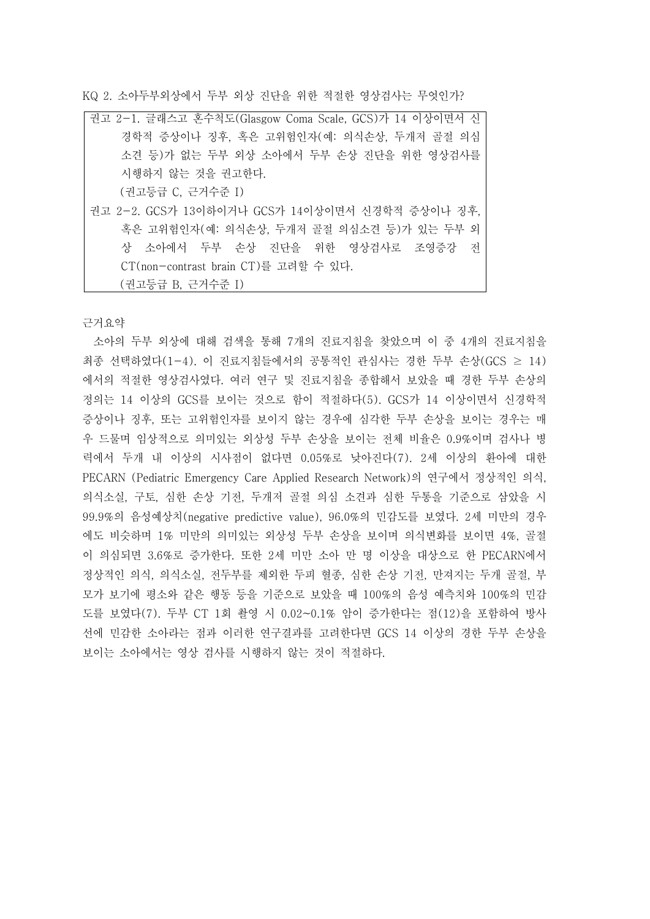KQ 2. 소아두부외상에서 두부 외상 진단을 위한 적절한 영상검사는 무엇인가?

| 권고 2-1. 글래스고 혼수척도(Glasgow Coma Scale, GCS)가 14 이상이면서 신경학적 증상이나 징후, 혹은 고위험인자(예: 의식손상, 두개저 골절 의심소견 등)가 없는 두부 외상 소아에서 두부 손상 진단을 위한 영상검사를 시행하지 않는 것을 권고한다.<br>(권고등급 C, 근거수준 I) |
|---|
| 권고 2-2. GCS가 13이하이거나 GCS가 14이상이면서 신경학적 증상이나 징후, 혹은 고위험인자(예: 의식손상, 두개저 골절 의심소견 등)가 있는 두부 외상 소아에서 두부 손상 진단을 위한 영상검사로 조영증강 전 CT(non-contrast brain CT)를 고려할 수 있다.<br>(권고등급 B, 근거수준 I) |

근거요약

소아의 두부 외상에 대해 검색을 통해 7개의 진료지침을 찾았으며 이 중 4개의 진료지침을 최종 선택하였다(1-4). 이 진료지침들에서의 공통적인 관심사는 경한 두부 손상(GCS ≥ 14)에서의 적절한 영상검사였다. 여러 연구 및 진료지침을 종합해서 보았을 때 경한 두부 손상의 정의는 14 이상의 GCS를 보이는 것으로 함이 적절하다(5). GCS가 14 이상이면서 신경학적 증상이나 징후, 또는 고위험인자를 보이지 않는 경우에 심각한 두부 손상을 보이는 경우는 매우 드물며 임상적으로 의미있는 외상성 두부 손상을 보이는 전체 비율은 0.9%이며 검사나 병력에서 두개 내 이상의 시사점이 없다면 0.05%로 낮아진다(7). 2세 이상의 환아에 대한 PECARN (Pediatric Emergency Care Applied Research Network)의 연구에서 정상적인 의식, 의식소실, 구토, 심한 손상 기전, 두개저 골절 의심 소견과 심한 두통을 기준으로 삼았을 시 99.9%의 음성예상치(negative predictive value), 96.0%의 민감도를 보였다. 2세 미만의 경우에도 비슷하며 1% 미만의 의미있는 외상성 두부 손상을 보이며 의식변화를 보이면 4%, 골절이 의심되면 3.6%로 증가한다. 또한 2세 미만 소아 만 명 이상을 대상으로 한 PECARN에서 정상적인 의식, 의식소실, 전두부를 제외한 두피 혈종, 심한 손상 기전, 만져지는 두개 골절, 부모가 보기에 평소와 같은 행동 등을 기준으로 보았을 때 100%의 음성 예측치와 100%의 민감도를 보였다(7). 두부 CT 1회 촬영 시 0.02~0.1% 암이 증가한다는 점(12)을 포함하여 방사선에 민감한 소아라는 점과 이러한 연구결과를 고려한다면 GCS 14 이상의 경한 두부 손상을 보이는 소아에서는 영상 검사를 시행하지 않는 것이 적절하다.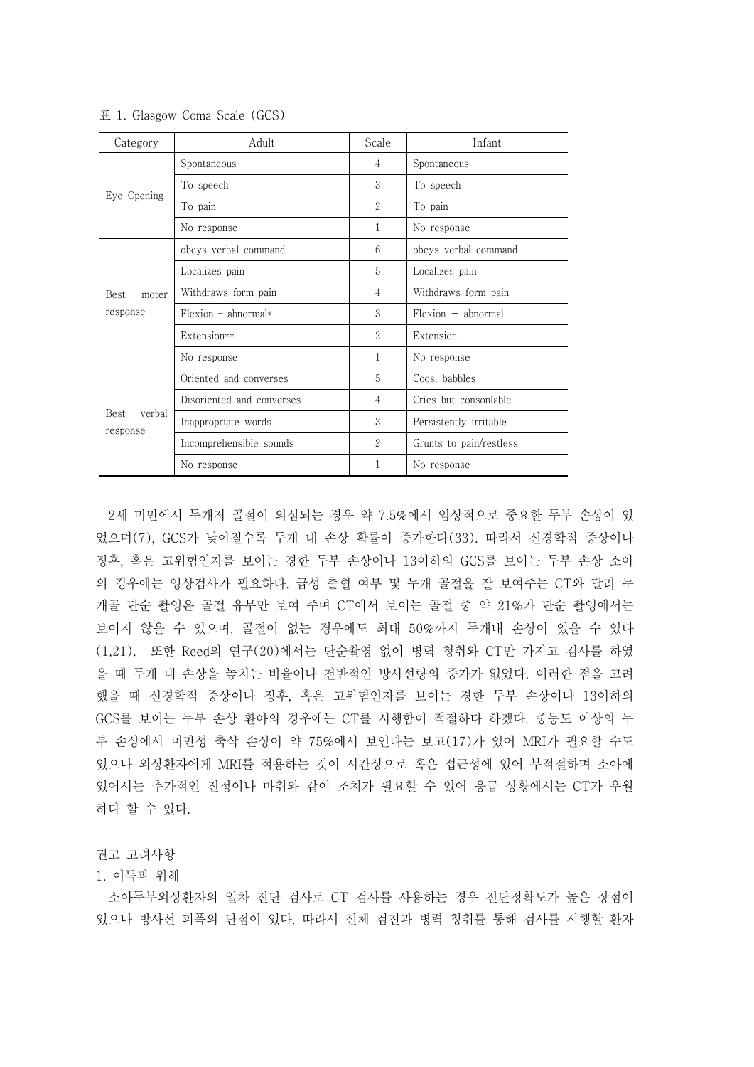표 1. Glasgow Coma Scale (GCS)

| Category | Adult | Scale | Infant |
|---|---|---|---|
| Eye Opening | Spontaneous | 4 | Spontaneous |
| | To speech | 3 | To speech |
| | To pain | 2 | To pain |
| | No response | 1 | No response |
| Best moter response | obeys verbal command | 6 | obeys verbal command |
| | Localizes pain | 5 | Localizes pain |
| | Withdraws form pain | 4 | Withdraws form pain |
| | Flexion - abnormal* | 3 | Flexion - abnormal |
| | Extension** | 2 | Extension |
| | No response | 1 | No response |
| Best verbal response | Oriented and converses | 5 | Coos, babbles |
| | Disoriented and converses | 4 | Cries but consonlable |
| | Inappropriate words | 3 | Persistently irritable |
| | Incomprehensible sounds | 2 | Grunts to pain/restless |
| | No response | 1 | No response |

2세 미만에서 두개저 골절이 의심되는 경우 약 7.5%에서 임상적으로 중요한 두부 손상이 있었으며(7), GCS가 낮아질수록 두개 내 손상 확률이 증가한다(33). 따라서 신경학적 증상이나 징후, 혹은 고위험인자를 보이는 경한 두부 손상이나 13이하의 GCS를 보이는 두부 손상 소아의 경우에는 영상검사가 필요하다. 급성 출혈 여부 및 두개 골절을 잘 보여주는 CT와 달리 두개골 단순 촬영은 골절 유무만 보여 주며 CT에서 보이는 골절 중 약 21%가 단순 촬영에서는 보이지 않을 수 있으며, 골절이 없는 경우에도 최대 50%까지 두개내 손상이 있을 수 있다(1,21). 또한 Reed의 연구(20)에서는 단순촬영 없이 병력 청취와 CT만 가지고 검사를 하였을 때 두개 내 손상을 놓치는 비율이나 전반적인 방사선량의 증가가 없었다. 이러한 점을 고려했을 때 신경학적 증상이나 징후, 혹은 고위험인자를 보이는 경한 두부 손상이나 13이하의 GCS를 보이는 두부 손상 환아의 경우에는 CT를 시행함이 적절하다 하겠다. 중등도 이상의 두부 손상에서 미만성 축삭 손상이 약 75%에서 보인다는 보고(17)가 있어 MRI가 필요할 수도 있으나 외상환자에게 MRI를 적용하는 것이 시간상으로 혹은 접근성에 있어 부적절하며 소아에 있어서는 추가적인 진정이나 마취와 같이 조치가 필요할 수 있어 응급 상황에서는 CT가 우월하다 할 수 있다.

권고 고려사항

1. 이득과 위해

소아두부외상환자의 일차 진단 검사로 CT 검사를 사용하는 경우 진단정확도가 높은 장점이 있으나 방사선 피폭의 단점이 있다. 따라서 신체 검진과 병력 청취를 통해 검사를 시행할 환자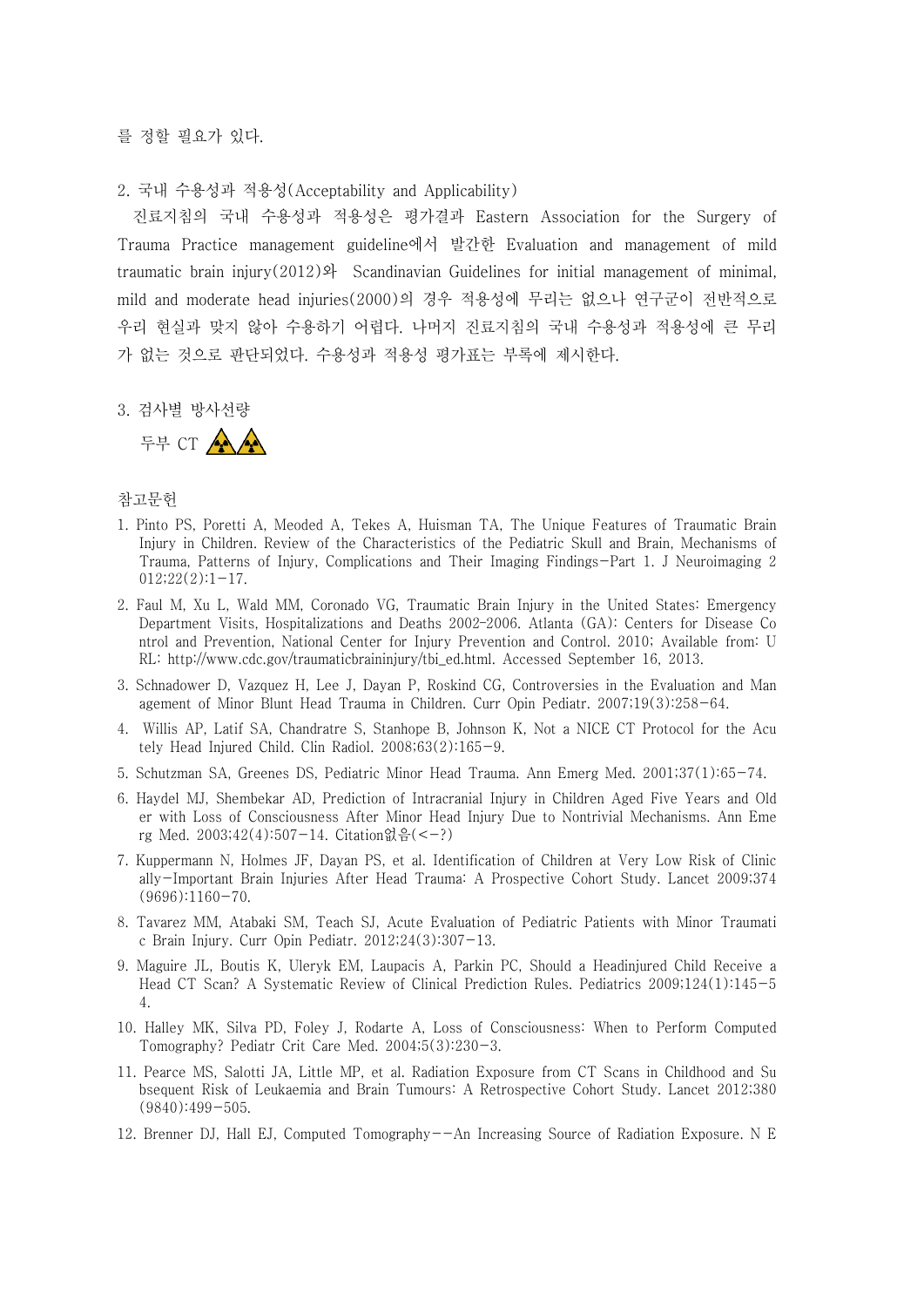를 정할 필요가 있다.

2. 국내 수용성과 적용성(Acceptability and Applicability)

진료지침의 국내 수용성과 적용성은 평가결과 Eastern Association for the Surgery of Trauma Practice management guideline에서 발간한 Evaluation and management of mild traumatic brain injury(2012)와 Scandinavian Guidelines for initial management of minimal, mild and moderate head injuries(2000)의 경우 적용성에 무리는 없으나 연구군이 전반적으로 우리 현실과 맞지 않아 수용하기 어렵다. 나머지 진료지침의 국내 수용성과 적용성에 큰 무리가 없는 것으로 판단되었다. 수용성과 적용성 평가표는 부록에 제시한다.

3. 검사별 방사선량

두부 CT ☢☢

참고문헌

1. Pinto PS, Poretti A, Meoded A, Tekes A, Huisman TA, The Unique Features of Traumatic Brain Injury in Children. Review of the Characteristics of the Pediatric Skull and Brain, Mechanisms of Trauma, Patterns of Injury, Complications and Their Imaging Findings-Part 1. J Neuroimaging 2012;22(2):1-17.
2. Faul M, Xu L, Wald MM, Coronado VG, Traumatic Brain Injury in the United States: Emergency Department Visits, Hospitalizations and Deaths 2002-2006. Atlanta (GA): Centers for Disease Control and Prevention, National Center for Injury Prevention and Control. 2010; Available from: URL: http://www.cdc.gov/traumaticbraininjury/tbi_ed.html. Accessed September 16, 2013.
3. Schnadower D, Vazquez H, Lee J, Dayan P, Roskind CG, Controversies in the Evaluation and Management of Minor Blunt Head Trauma in Children. Curr Opin Pediatr. 2007;19(3):258-64.
4. Willis AP, Latif SA, Chandratre S, Stanhope B, Johnson K, Not a NICE CT Protocol for the Acutely Head Injured Child. Clin Radiol. 2008;63(2):165-9.
5. Schutzman SA, Greenes DS, Pediatric Minor Head Trauma. Ann Emerg Med. 2001;37(1):65-74.
6. Haydel MJ, Shembekar AD, Prediction of Intracranial Injury in Children Aged Five Years and Older with Loss of Consciousness After Minor Head Injury Due to Nontrivial Mechanisms. Ann Emerg Med. 2003;42(4):507-14. Citation없음(<-?)
7. Kuppermann N, Holmes JF, Dayan PS, et al. Identification of Children at Very Low Risk of Clinically-Important Brain Injuries After Head Trauma: A Prospective Cohort Study. Lancet 2009;374(9696):1160-70.
8. Tavarez MM, Atabaki SM, Teach SJ, Acute Evaluation of Pediatric Patients with Minor Traumatic Brain Injury. Curr Opin Pediatr. 2012;24(3):307-13.
9. Maguire JL, Boutis K, Uleryk EM, Laupacis A, Parkin PC, Should a Headinjured Child Receive a Head CT Scan? A Systematic Review of Clinical Prediction Rules. Pediatrics 2009;124(1):145-54.
10. Halley MK, Silva PD, Foley J, Rodarte A, Loss of Consciousness: When to Perform Computed Tomography? Pediatr Crit Care Med. 2004;5(3):230-3.
11. Pearce MS, Salotti JA, Little MP, et al. Radiation Exposure from CT Scans in Childhood and Subsequent Risk of Leukaemia and Brain Tumours: A Retrospective Cohort Study. Lancet 2012;380(9840):499-505.
12. Brenner DJ, Hall EJ, Computed Tomography--An Increasing Source of Radiation Exposure. N E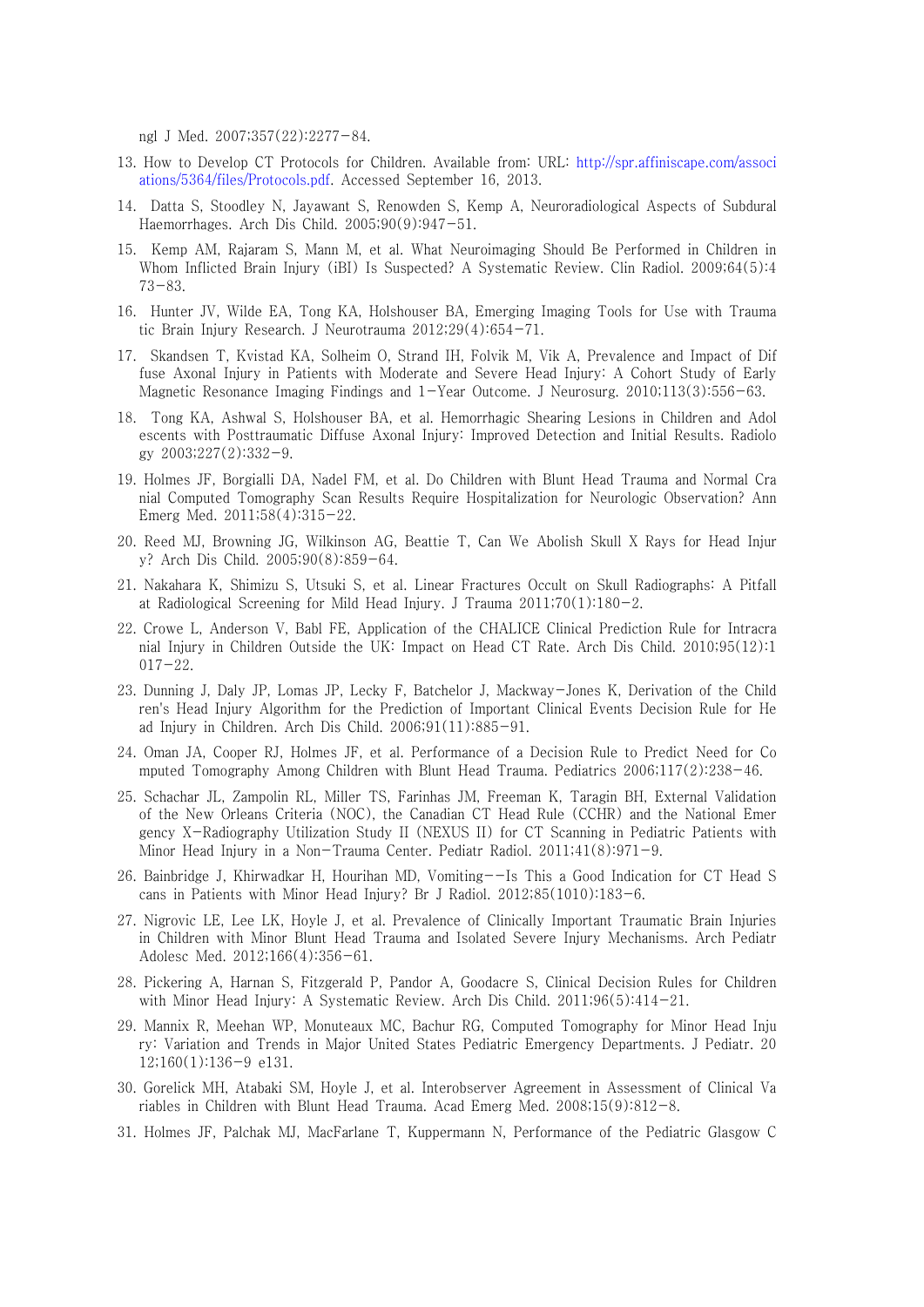ngl J Med. 2007;357(22):2277–84.

13. How to Develop CT Protocols for Children. Available from: URL: http://spr.affiniscape.com/associations/5364/files/Protocols.pdf. Accessed September 16, 2013.
14. Datta S, Stoodley N, Jayawant S, Renowden S, Kemp A, Neuroradiological Aspects of Subdural Haemorrhages. Arch Dis Child. 2005;90(9):947–51.
15. Kemp AM, Rajaram S, Mann M, et al. What Neuroimaging Should Be Performed in Children in Whom Inflicted Brain Injury (iBI) Is Suspected? A Systematic Review. Clin Radiol. 2009;64(5):473–83.
16. Hunter JV, Wilde EA, Tong KA, Holshouser BA, Emerging Imaging Tools for Use with Traumatic Brain Injury Research. J Neurotrauma 2012;29(4):654–71.
17. Skandsen T, Kvistad KA, Solheim O, Strand IH, Folvik M, Vik A, Prevalence and Impact of Diffuse Axonal Injury in Patients with Moderate and Severe Head Injury: A Cohort Study of Early Magnetic Resonance Imaging Findings and 1-Year Outcome. J Neurosurg. 2010;113(3):556–63.
18. Tong KA, Ashwal S, Holshouser BA, et al. Hemorrhagic Shearing Lesions in Children and Adolescents with Posttraumatic Diffuse Axonal Injury: Improved Detection and Initial Results. Radiology 2003;227(2):332–9.
19. Holmes JF, Borgialli DA, Nadel FM, et al. Do Children with Blunt Head Trauma and Normal Cranial Computed Tomography Scan Results Require Hospitalization for Neurologic Observation? Ann Emerg Med. 2011;58(4):315–22.
20. Reed MJ, Browning JG, Wilkinson AG, Beattie T, Can We Abolish Skull X Rays for Head Injury? Arch Dis Child. 2005;90(8):859–64.
21. Nakahara K, Shimizu S, Utsuki S, et al. Linear Fractures Occult on Skull Radiographs: A Pitfall at Radiological Screening for Mild Head Injury. J Trauma 2011;70(1):180–2.
22. Crowe L, Anderson V, Babl FE, Application of the CHALICE Clinical Prediction Rule for Intracranial Injury in Children Outside the UK: Impact on Head CT Rate. Arch Dis Child. 2010;95(12):1017–22.
23. Dunning J, Daly JP, Lomas JP, Lecky F, Batchelor J, Mackway-Jones K, Derivation of the Children's Head Injury Algorithm for the Prediction of Important Clinical Events Decision Rule for Head Injury in Children. Arch Dis Child. 2006;91(11):885–91.
24. Oman JA, Cooper RJ, Holmes JF, et al. Performance of a Decision Rule to Predict Need for Computed Tomography Among Children with Blunt Head Trauma. Pediatrics 2006;117(2):238–46.
25. Schachar JL, Zampolin RL, Miller TS, Farinhas JM, Freeman K, Taragin BH, External Validation of the New Orleans Criteria (NOC), the Canadian CT Head Rule (CCHR) and the National Emergency X-Radiography Utilization Study II (NEXUS II) for CT Scanning in Pediatric Patients with Minor Head Injury in a Non-Trauma Center. Pediatr Radiol. 2011;41(8):971–9.
26. Bainbridge J, Khirwadkar H, Hourihan MD, Vomiting--Is This a Good Indication for CT Head Scans in Patients with Minor Head Injury? Br J Radiol. 2012;85(1010):183–6.
27. Nigrovic LE, Lee LK, Hoyle J, et al. Prevalence of Clinically Important Traumatic Brain Injuries in Children with Minor Blunt Head Trauma and Isolated Severe Injury Mechanisms. Arch Pediatr Adolesc Med. 2012;166(4):356–61.
28. Pickering A, Harnan S, Fitzgerald P, Pandor A, Goodacre S, Clinical Decision Rules for Children with Minor Head Injury: A Systematic Review. Arch Dis Child. 2011;96(5):414–21.
29. Mannix R, Meehan WP, Monuteaux MC, Bachur RG, Computed Tomography for Minor Head Injury: Variation and Trends in Major United States Pediatric Emergency Departments. J Pediatr. 2012;160(1):136–9 e131.
30. Gorelick MH, Atabaki SM, Hoyle J, et al. Interobserver Agreement in Assessment of Clinical Variables in Children with Blunt Head Trauma. Acad Emerg Med. 2008;15(9):812–8.
31. Holmes JF, Palchak MJ, MacFarlane T, Kuppermann N, Performance of the Pediatric Glasgow C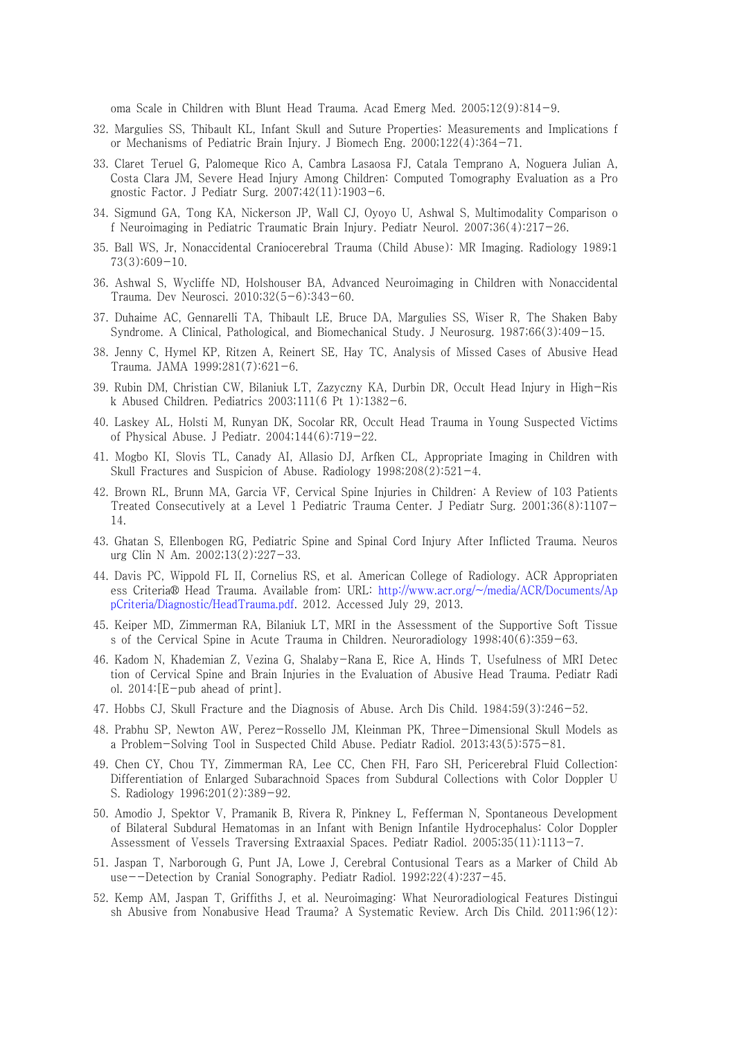oma Scale in Children with Blunt Head Trauma. Acad Emerg Med. 2005;12(9):814-9.

32. Margulies SS, Thibault KL, Infant Skull and Suture Properties: Measurements and Implications for Mechanisms of Pediatric Brain Injury. J Biomech Eng. 2000;122(4):364-71.

33. Claret Teruel G, Palomeque Rico A, Cambra Lasaosa FJ, Catala Temprano A, Noguera Julian A, Costa Clara JM, Severe Head Injury Among Children: Computed Tomography Evaluation as a Prognostic Factor. J Pediatr Surg. 2007;42(11):1903-6.

34. Sigmund GA, Tong KA, Nickerson JP, Wall CJ, Oyoyo U, Ashwal S, Multimodality Comparison of Neuroimaging in Pediatric Traumatic Brain Injury. Pediatr Neurol. 2007;36(4):217-26.

35. Ball WS, Jr, Nonaccidental Craniocerebral Trauma (Child Abuse): MR Imaging. Radiology 1989;173(3):609-10.

36. Ashwal S, Wycliffe ND, Holshouser BA, Advanced Neuroimaging in Children with Nonaccidental Trauma. Dev Neurosci. 2010;32(5-6):343-60.

37. Duhaime AC, Gennarelli TA, Thibault LE, Bruce DA, Margulies SS, Wiser R, The Shaken Baby Syndrome. A Clinical, Pathological, and Biomechanical Study. J Neurosurg. 1987;66(3):409-15.

38. Jenny C, Hymel KP, Ritzen A, Reinert SE, Hay TC, Analysis of Missed Cases of Abusive Head Trauma. JAMA 1999;281(7):621-6.

39. Rubin DM, Christian CW, Bilaniuk LT, Zazyczny KA, Durbin DR, Occult Head Injury in High-Risk Abused Children. Pediatrics 2003;111(6 Pt 1):1382-6.

40. Laskey AL, Holsti M, Runyan DK, Socolar RR, Occult Head Trauma in Young Suspected Victims of Physical Abuse. J Pediatr. 2004;144(6):719-22.

41. Mogbo KI, Slovis TL, Canady AI, Allasio DJ, Arfken CL, Appropriate Imaging in Children with Skull Fractures and Suspicion of Abuse. Radiology 1998;208(2):521-4.

42. Brown RL, Brunn MA, Garcia VF, Cervical Spine Injuries in Children: A Review of 103 Patients Treated Consecutively at a Level 1 Pediatric Trauma Center. J Pediatr Surg. 2001;36(8):1107-14.

43. Ghatan S, Ellenbogen RG, Pediatric Spine and Spinal Cord Injury After Inflicted Trauma. Neurosurg Clin N Am. 2002;13(2):227-33.

44. Davis PC, Wippold FL II, Cornelius RS, et al. American College of Radiology. ACR Appropriateness Criteria® Head Trauma. Available from: URL: http://www.acr.org/~/media/ACR/Documents/AppCriteria/Diagnostic/HeadTrauma.pdf. 2012. Accessed July 29, 2013.

45. Keiper MD, Zimmerman RA, Bilaniuk LT, MRI in the Assessment of the Supportive Soft Tissues of the Cervical Spine in Acute Trauma in Children. Neuroradiology 1998;40(6):359-63.

46. Kadom N, Khademian Z, Vezina G, Shalaby-Rana E, Rice A, Hinds T, Usefulness of MRI Detection of Cervical Spine and Brain Injuries in the Evaluation of Abusive Head Trauma. Pediatr Radiol. 2014:[E-pub ahead of print].

47. Hobbs CJ, Skull Fracture and the Diagnosis of Abuse. Arch Dis Child. 1984;59(3):246-52.

48. Prabhu SP, Newton AW, Perez-Rossello JM, Kleinman PK, Three-Dimensional Skull Models as a Problem-Solving Tool in Suspected Child Abuse. Pediatr Radiol. 2013;43(5):575-81.

49. Chen CY, Chou TY, Zimmerman RA, Lee CC, Chen FH, Faro SH, Pericerebral Fluid Collection: Differentiation of Enlarged Subarachnoid Spaces from Subdural Collections with Color Doppler US. Radiology 1996;201(2):389-92.

50. Amodio J, Spektor V, Pramanik B, Rivera R, Pinkney L, Fefferman N, Spontaneous Development of Bilateral Subdural Hematomas in an Infant with Benign Infantile Hydrocephalus: Color Doppler Assessment of Vessels Traversing Extraaxial Spaces. Pediatr Radiol. 2005;35(11):1113-7.

51. Jaspan T, Narborough G, Punt JA, Lowe J, Cerebral Contusional Tears as a Marker of Child Abuse--Detection by Cranial Sonography. Pediatr Radiol. 1992;22(4):237-45.

52. Kemp AM, Jaspan T, Griffiths J, et al. Neuroimaging: What Neuroradiological Features Distinguish Abusive from Nonabusive Head Trauma? A Systematic Review. Arch Dis Child. 2011;96(12):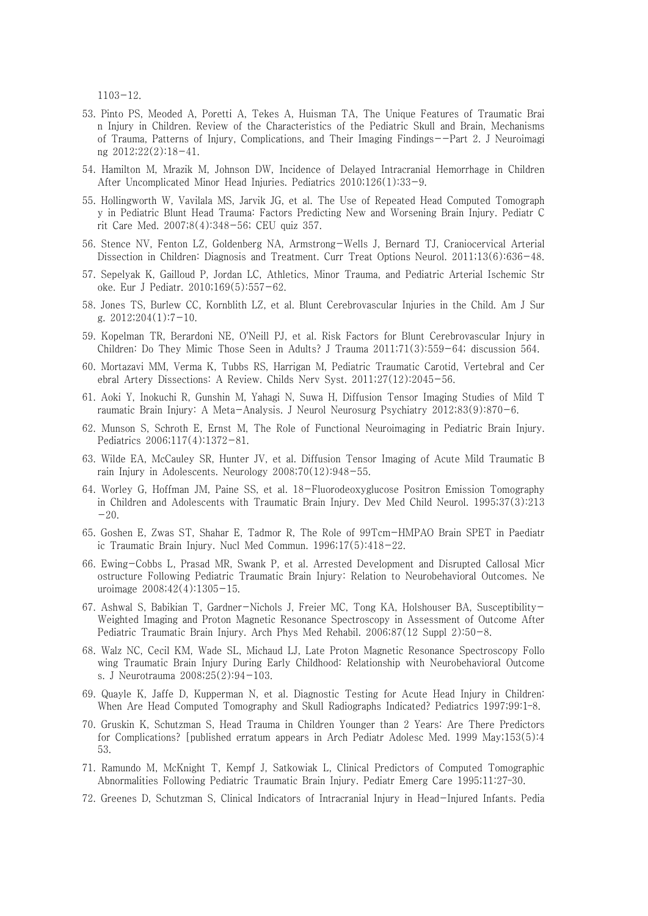1103-12.

53. Pinto PS, Meoded A, Poretti A, Tekes A, Huisman TA, The Unique Features of Traumatic Brain Injury in Children. Review of the Characteristics of the Pediatric Skull and Brain, Mechanisms of Trauma, Patterns of Injury, Complications, and Their Imaging Findings--Part 2. J Neuroimaging 2012;22(2):18-41.
54. Hamilton M, Mrazik M, Johnson DW, Incidence of Delayed Intracranial Hemorrhage in Children After Uncomplicated Minor Head Injuries. Pediatrics 2010;126(1):33-9.
55. Hollingworth W, Vavilala MS, Jarvik JG, et al. The Use of Repeated Head Computed Tomography in Pediatric Blunt Head Trauma: Factors Predicting New and Worsening Brain Injury. Pediatr Crit Care Med. 2007;8(4):348-56; CEU quiz 357.
56. Stence NV, Fenton LZ, Goldenberg NA, Armstrong-Wells J, Bernard TJ, Craniocervical Arterial Dissection in Children: Diagnosis and Treatment. Curr Treat Options Neurol. 2011;13(6):636-48.
57. Sepelyak K, Gailloud P, Jordan LC, Athletics, Minor Trauma, and Pediatric Arterial Ischemic Stroke. Eur J Pediatr. 2010;169(5):557-62.
58. Jones TS, Burlew CC, Kornblith LZ, et al. Blunt Cerebrovascular Injuries in the Child. Am J Surg. 2012;204(1):7-10.
59. Kopelman TR, Berardoni NE, O'Neill PJ, et al. Risk Factors for Blunt Cerebrovascular Injury in Children: Do They Mimic Those Seen in Adults? J Trauma 2011;71(3):559-64; discussion 564.
60. Mortazavi MM, Verma K, Tubbs RS, Harrigan M, Pediatric Traumatic Carotid, Vertebral and Cerebral Artery Dissections: A Review. Childs Nerv Syst. 2011;27(12):2045-56.
61. Aoki Y, Inokuchi R, Gunshin M, Yahagi N, Suwa H, Diffusion Tensor Imaging Studies of Mild Traumatic Brain Injury: A Meta-Analysis. J Neurol Neurosurg Psychiatry 2012;83(9):870-6.
62. Munson S, Schroth E, Ernst M, The Role of Functional Neuroimaging in Pediatric Brain Injury. Pediatrics 2006;117(4):1372-81.
63. Wilde EA, McCauley SR, Hunter JV, et al. Diffusion Tensor Imaging of Acute Mild Traumatic Brain Injury in Adolescents. Neurology 2008;70(12):948-55.
64. Worley G, Hoffman JM, Paine SS, et al. 18-Fluorodeoxyglucose Positron Emission Tomography in Children and Adolescents with Traumatic Brain Injury. Dev Med Child Neurol. 1995;37(3):213-20.
65. Goshen E, Zwas ST, Shahar E, Tadmor R, The Role of 99Tcm-HMPAO Brain SPET in Paediatric Traumatic Brain Injury. Nucl Med Commun. 1996;17(5):418-22.
66. Ewing-Cobbs L, Prasad MR, Swank P, et al. Arrested Development and Disrupted Callosal Microstructure Following Pediatric Traumatic Brain Injury: Relation to Neurobehavioral Outcomes. Neuroimage 2008;42(4):1305-15.
67. Ashwal S, Babikian T, Gardner-Nichols J, Freier MC, Tong KA, Holshouser BA, Susceptibility-Weighted Imaging and Proton Magnetic Resonance Spectroscopy in Assessment of Outcome After Pediatric Traumatic Brain Injury. Arch Phys Med Rehabil. 2006;87(12 Suppl 2):50-8.
68. Walz NC, Cecil KM, Wade SL, Michaud LJ, Late Proton Magnetic Resonance Spectroscopy Following Traumatic Brain Injury During Early Childhood: Relationship with Neurobehavioral Outcomes. J Neurotrauma 2008;25(2):94-103.
69. Quayle K, Jaffe D, Kupperman N, et al. Diagnostic Testing for Acute Head Injury in Children: When Are Head Computed Tomography and Skull Radiographs Indicated? Pediatrics 1997;99:1-8.
70. Gruskin K, Schutzman S, Head Trauma in Children Younger than 2 Years: Are There Predictors for Complications? [published erratum appears in Arch Pediatr Adolesc Med. 1999 May;153(5):453.
71. Ramundo M, McKnight T, Kempf J, Satkowiak L, Clinical Predictors of Computed Tomographic Abnormalities Following Pediatric Traumatic Brain Injury. Pediatr Emerg Care 1995;11:27-30.
72. Greenes D, Schutzman S, Clinical Indicators of Intracranial Injury in Head-Injured Infants. Pedia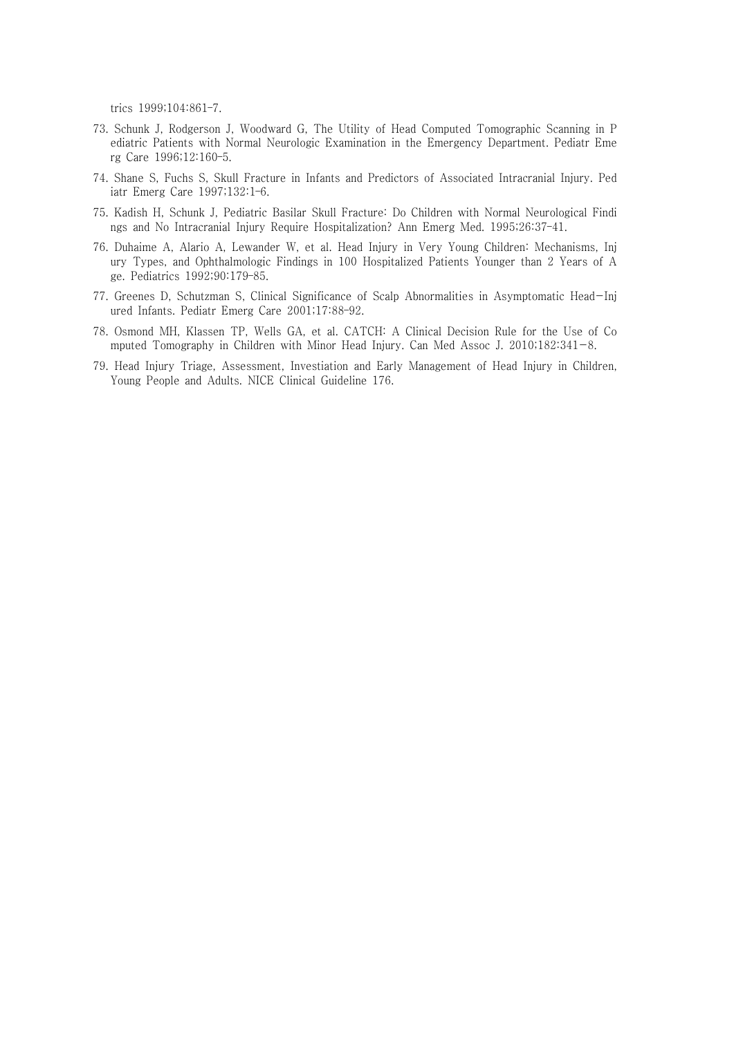trics 1999;104:861-7.

73. Schunk J, Rodgerson J, Woodward G, The Utility of Head Computed Tomographic Scanning in Pediatric Patients with Normal Neurologic Examination in the Emergency Department. Pediatr Emerg Care 1996;12:160-5.

74. Shane S, Fuchs S, Skull Fracture in Infants and Predictors of Associated Intracranial Injury. Pediatr Emerg Care 1997;132:1-6.

75. Kadish H, Schunk J, Pediatric Basilar Skull Fracture: Do Children with Normal Neurological Findings and No Intracranial Injury Require Hospitalization? Ann Emerg Med. 1995;26:37-41.

76. Duhaime A, Alario A, Lewander W, et al. Head Injury in Very Young Children: Mechanisms, Injury Types, and Ophthalmologic Findings in 100 Hospitalized Patients Younger than 2 Years of Age. Pediatrics 1992;90:179-85.

77. Greenes D, Schutzman S, Clinical Significance of Scalp Abnormalities in Asymptomatic Head-Injured Infants. Pediatr Emerg Care 2001;17:88-92.

78. Osmond MH, Klassen TP, Wells GA, et al. CATCH: A Clinical Decision Rule for the Use of Computed Tomography in Children with Minor Head Injury. Can Med Assoc J. 2010;182:341-8.

79. Head Injury Triage, Assessment, Investiation and Early Management of Head Injury in Children, Young People and Adults. NICE Clinical Guideline 176.